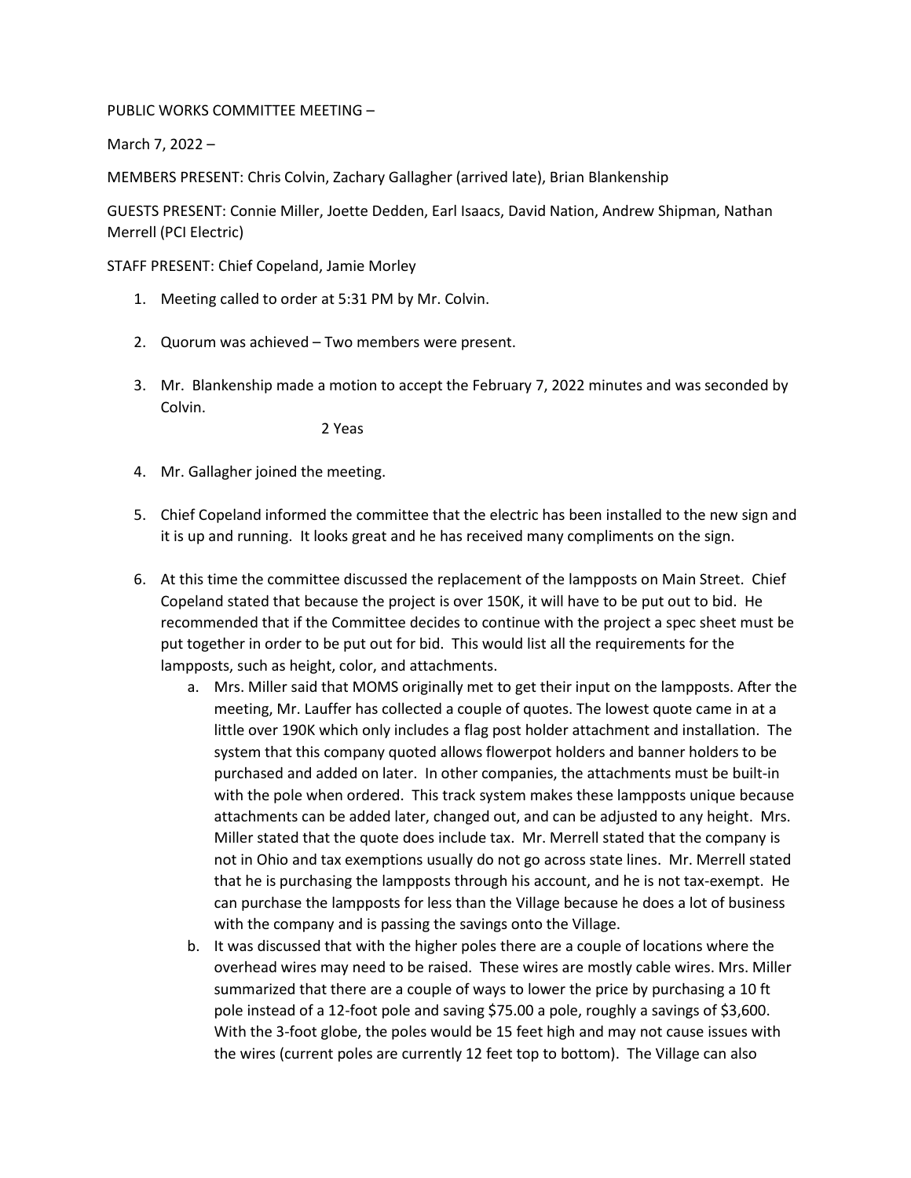PUBLIC WORKS COMMITTEE MEETING –

March 7, 2022 –

MEMBERS PRESENT: Chris Colvin, Zachary Gallagher (arrived late), Brian Blankenship

GUESTS PRESENT: Connie Miller, Joette Dedden, Earl Isaacs, David Nation, Andrew Shipman, Nathan Merrell (PCI Electric)

STAFF PRESENT: Chief Copeland, Jamie Morley

1. Meeting called to order at 5:31 PM by Mr. Colvin.

2. Quorum was achieved – Two members were present.

3. Mr. Blankenship made a motion to accept the February 7, 2022 minutes and was seconded by Colvin.

   2 Yeas

4. Mr. Gallagher joined the meeting.

5. Chief Copeland informed the committee that the electric has been installed to the new sign and it is up and running. It looks great and he has received many compliments on the sign.

6. At this time the committee discussed the replacement of the lampposts on Main Street. Chief Copeland stated that because the project is over 150K, it will have to be put out to bid. He recommended that if the Committee decides to continue with the project a spec sheet must be put together in order to be put out for bid. This would list all the requirements for the lampposts, such as height, color, and attachments.
   a. Mrs. Miller said that MOMS originally met to get their input on the lampposts. After the meeting, Mr. Lauffer has collected a couple of quotes. The lowest quote came in at a little over 190K which only includes a flag post holder attachment and installation. The system that this company quoted allows flowerpot holders and banner holders to be purchased and added on later. In other companies, the attachments must be built-in with the pole when ordered. This track system makes these lampposts unique because attachments can be added later, changed out, and can be adjusted to any height. Mrs. Miller stated that the quote does include tax. Mr. Merrell stated that the company is not in Ohio and tax exemptions usually do not go across state lines. Mr. Merrell stated that he is purchasing the lampposts through his account, and he is not tax-exempt. He can purchase the lampposts for less than the Village because he does a lot of business with the company and is passing the savings onto the Village.
   b. It was discussed that with the higher poles there are a couple of locations where the overhead wires may need to be raised. These wires are mostly cable wires. Mrs. Miller summarized that there are a couple of ways to lower the price by purchasing a 10 ft pole instead of a 12-foot pole and saving $75.00 a pole, roughly a savings of $3,600. With the 3-foot globe, the poles would be 15 feet high and may not cause issues with the wires (current poles are currently 12 feet top to bottom). The Village can also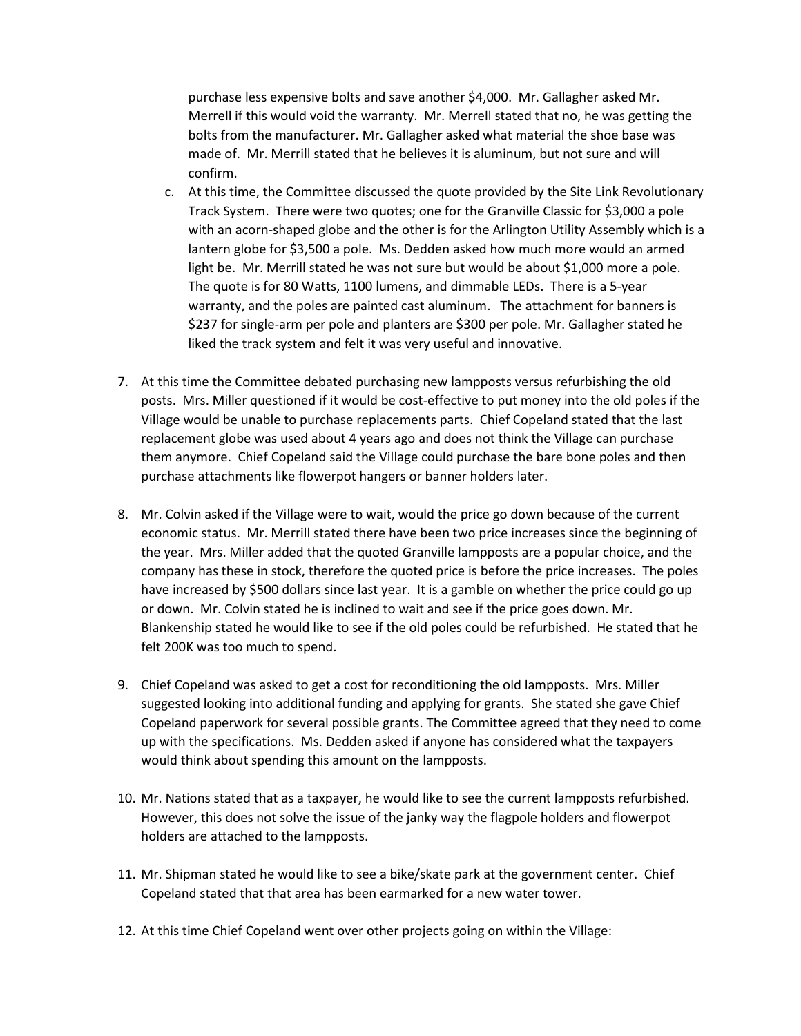purchase less expensive bolts and save another $4,000. Mr. Gallagher asked Mr. Merrell if this would void the warranty. Mr. Merrell stated that no, he was getting the bolts from the manufacturer. Mr. Gallagher asked what material the shoe base was made of. Mr. Merrill stated that he believes it is aluminum, but not sure and will confirm.

   c. At this time, the Committee discussed the quote provided by the Site Link Revolutionary Track System. There were two quotes; one for the Granville Classic for $3,000 a pole with an acorn-shaped globe and the other is for the Arlington Utility Assembly which is a lantern globe for $3,500 a pole. Ms. Dedden asked how much more would an armed light be. Mr. Merrill stated he was not sure but would be about $1,000 more a pole. The quote is for 80 Watts, 1100 lumens, and dimmable LEDs. There is a 5-year warranty, and the poles are painted cast aluminum. The attachment for banners is $237 for single-arm per pole and planters are $300 per pole. Mr. Gallagher stated he liked the track system and felt it was very useful and innovative.

7. At this time the Committee debated purchasing new lampposts versus refurbishing the old posts. Mrs. Miller questioned if it would be cost-effective to put money into the old poles if the Village would be unable to purchase replacements parts. Chief Copeland stated that the last replacement globe was used about 4 years ago and does not think the Village can purchase them anymore. Chief Copeland said the Village could purchase the bare bone poles and then purchase attachments like flowerpot hangers or banner holders later.

8. Mr. Colvin asked if the Village were to wait, would the price go down because of the current economic status. Mr. Merrill stated there have been two price increases since the beginning of the year. Mrs. Miller added that the quoted Granville lampposts are a popular choice, and the company has these in stock, therefore the quoted price is before the price increases. The poles have increased by $500 dollars since last year. It is a gamble on whether the price could go up or down. Mr. Colvin stated he is inclined to wait and see if the price goes down. Mr. Blankenship stated he would like to see if the old poles could be refurbished. He stated that he felt 200K was too much to spend.

9. Chief Copeland was asked to get a cost for reconditioning the old lampposts. Mrs. Miller suggested looking into additional funding and applying for grants. She stated she gave Chief Copeland paperwork for several possible grants. The Committee agreed that they need to come up with the specifications. Ms. Dedden asked if anyone has considered what the taxpayers would think about spending this amount on the lampposts.

10. Mr. Nations stated that as a taxpayer, he would like to see the current lampposts refurbished. However, this does not solve the issue of the janky way the flagpole holders and flowerpot holders are attached to the lampposts.

11. Mr. Shipman stated he would like to see a bike/skate park at the government center. Chief Copeland stated that that area has been earmarked for a new water tower.

12. At this time Chief Copeland went over other projects going on within the Village: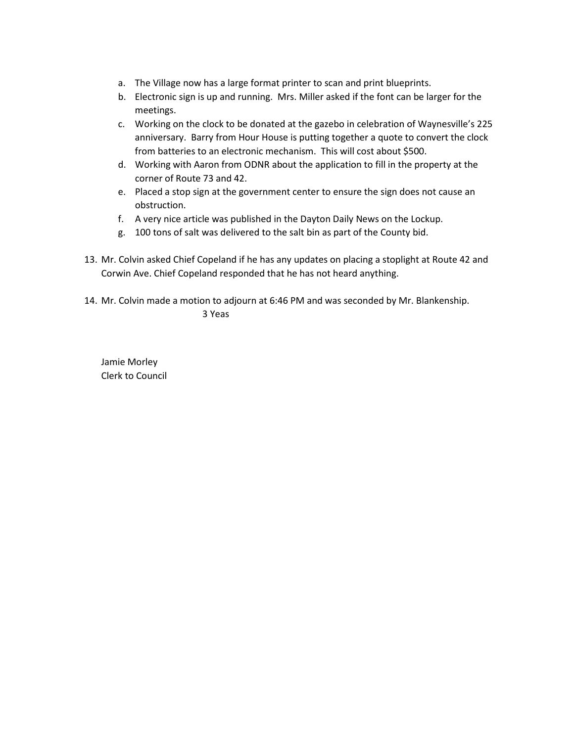a. The Village now has a large format printer to scan and print blueprints.
b. Electronic sign is up and running. Mrs. Miller asked if the font can be larger for the meetings.
c. Working on the clock to be donated at the gazebo in celebration of Waynesville's 225 anniversary. Barry from Hour House is putting together a quote to convert the clock from batteries to an electronic mechanism. This will cost about $500.
d. Working with Aaron from ODNR about the application to fill in the property at the corner of Route 73 and 42.
e. Placed a stop sign at the government center to ensure the sign does not cause an obstruction.
f. A very nice article was published in the Dayton Daily News on the Lockup.
g. 100 tons of salt was delivered to the salt bin as part of the County bid.

13. Mr. Colvin asked Chief Copeland if he has any updates on placing a stoplight at Route 42 and Corwin Ave. Chief Copeland responded that he has not heard anything.

14. Mr. Colvin made a motion to adjourn at 6:46 PM and was seconded by Mr. Blankenship.
3 Yeas

Jamie Morley
Clerk to Council